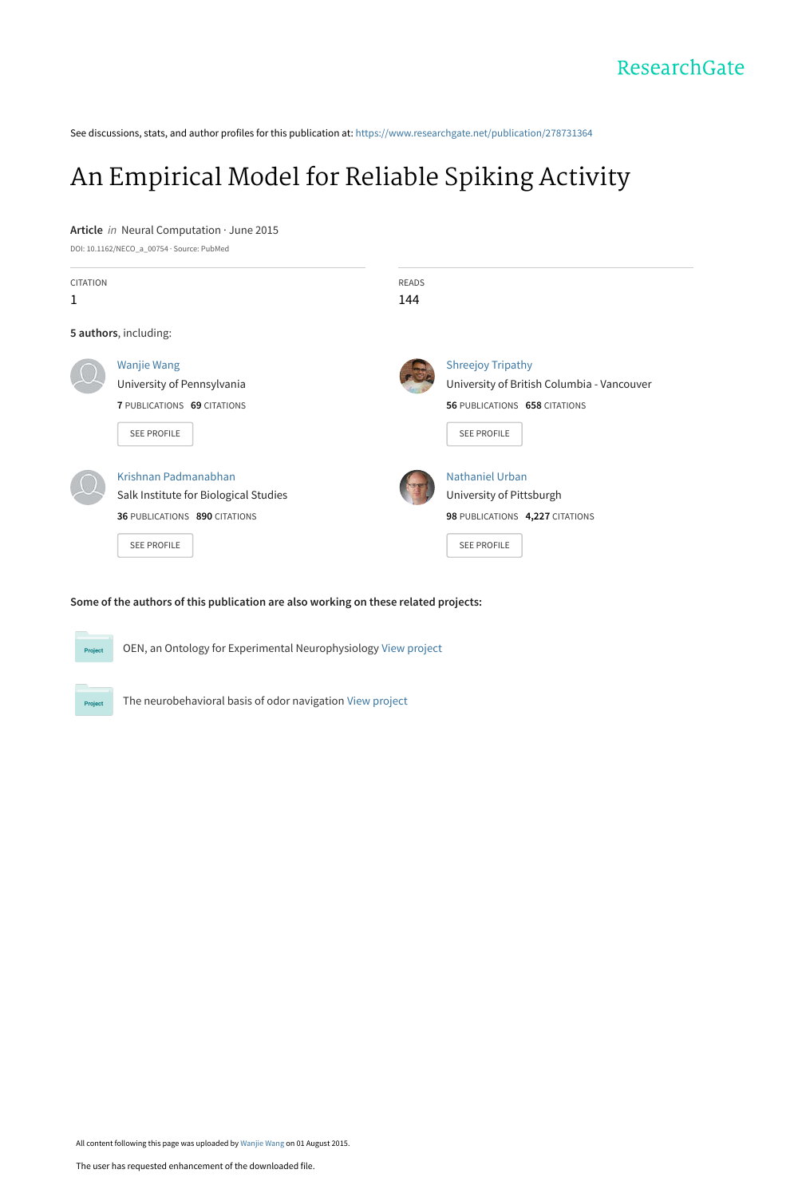ResearchGate

See discussions, stats, and author profiles for this publication at: https://www.researchgate.net/publication/278731364

# An Empirical Model for Reliable Spiking Activity

**Article** *in* Neural Computation · June 2015

DOI: 10.1162/NECO_a_00754 · Source: PubMed

| CITATION | READS |
|---|---|
| 1 | 144 |

**5 authors**, including:

Wanjie Wang
University of Pennsylvania
**7** PUBLICATIONS **69** CITATIONS
SEE PROFILE

Shreejoy Tripathy
University of British Columbia - Vancouver
**56** PUBLICATIONS **658** CITATIONS
SEE PROFILE

Krishnan Padmanabhan
Salk Institute for Biological Studies
**36** PUBLICATIONS **890** CITATIONS
SEE PROFILE

Nathaniel Urban
University of Pittsburgh
**98** PUBLICATIONS **4,227** CITATIONS
SEE PROFILE

**Some of the authors of this publication are also working on these related projects:**

Project: OEN, an Ontology for Experimental Neurophysiology View project

Project: The neurobehavioral basis of odor navigation View project

All content following this page was uploaded by Wanjie Wang on 01 August 2015.

The user has requested enhancement of the downloaded file.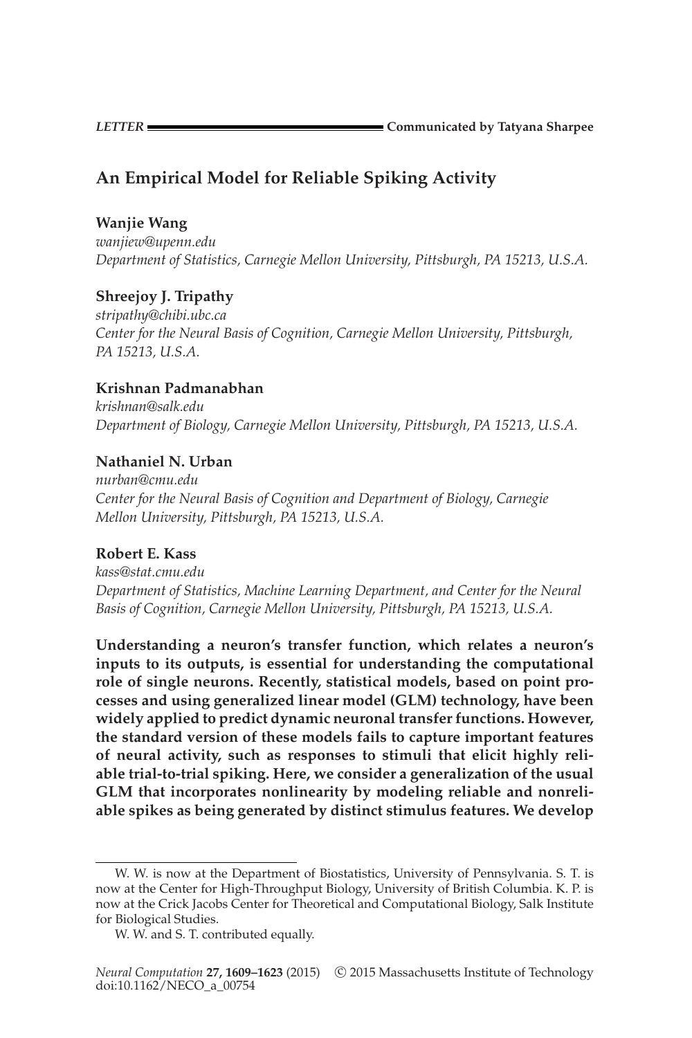LETTER ━━━━━━━━━━━━━━━━━━━━━━━━━━━━━ **Communicated by Tatyana Sharpee**

# An Empirical Model for Reliable Spiking Activity

**Wanjie Wang**
*wanjiew@upenn.edu*
*Department of Statistics, Carnegie Mellon University, Pittsburgh, PA 15213, U.S.A.*

**Shreejoy J. Tripathy**
*stripathy@chibi.ubc.ca*
*Center for the Neural Basis of Cognition, Carnegie Mellon University, Pittsburgh, PA 15213, U.S.A.*

**Krishnan Padmanabhan**
*krishnan@salk.edu*
*Department of Biology, Carnegie Mellon University, Pittsburgh, PA 15213, U.S.A.*

**Nathaniel N. Urban**
*nurban@cmu.edu*
*Center for the Neural Basis of Cognition and Department of Biology, Carnegie Mellon University, Pittsburgh, PA 15213, U.S.A.*

**Robert E. Kass**
*kass@stat.cmu.edu*
*Department of Statistics, Machine Learning Department, and Center for the Neural Basis of Cognition, Carnegie Mellon University, Pittsburgh, PA 15213, U.S.A.*

**Understanding a neuron's transfer function, which relates a neuron's inputs to its outputs, is essential for understanding the computational role of single neurons. Recently, statistical models, based on point processes and using generalized linear model (GLM) technology, have been widely applied to predict dynamic neuronal transfer functions. However, the standard version of these models fails to capture important features of neural activity, such as responses to stimuli that elicit highly reliable trial-to-trial spiking. Here, we consider a generalization of the usual GLM that incorporates nonlinearity by modeling reliable and nonreliable spikes as being generated by distinct stimulus features. We develop**

---

W. W. is now at the Department of Biostatistics, University of Pennsylvania. S. T. is now at the Center for High-Throughput Biology, University of British Columbia. K. P. is now at the Crick Jacobs Center for Theoretical and Computational Biology, Salk Institute for Biological Studies.

W. W. and S. T. contributed equally.

*Neural Computation* **27, 1609–1623** (2015) © 2015 Massachusetts Institute of Technology
doi:10.1162/NECO_a_00754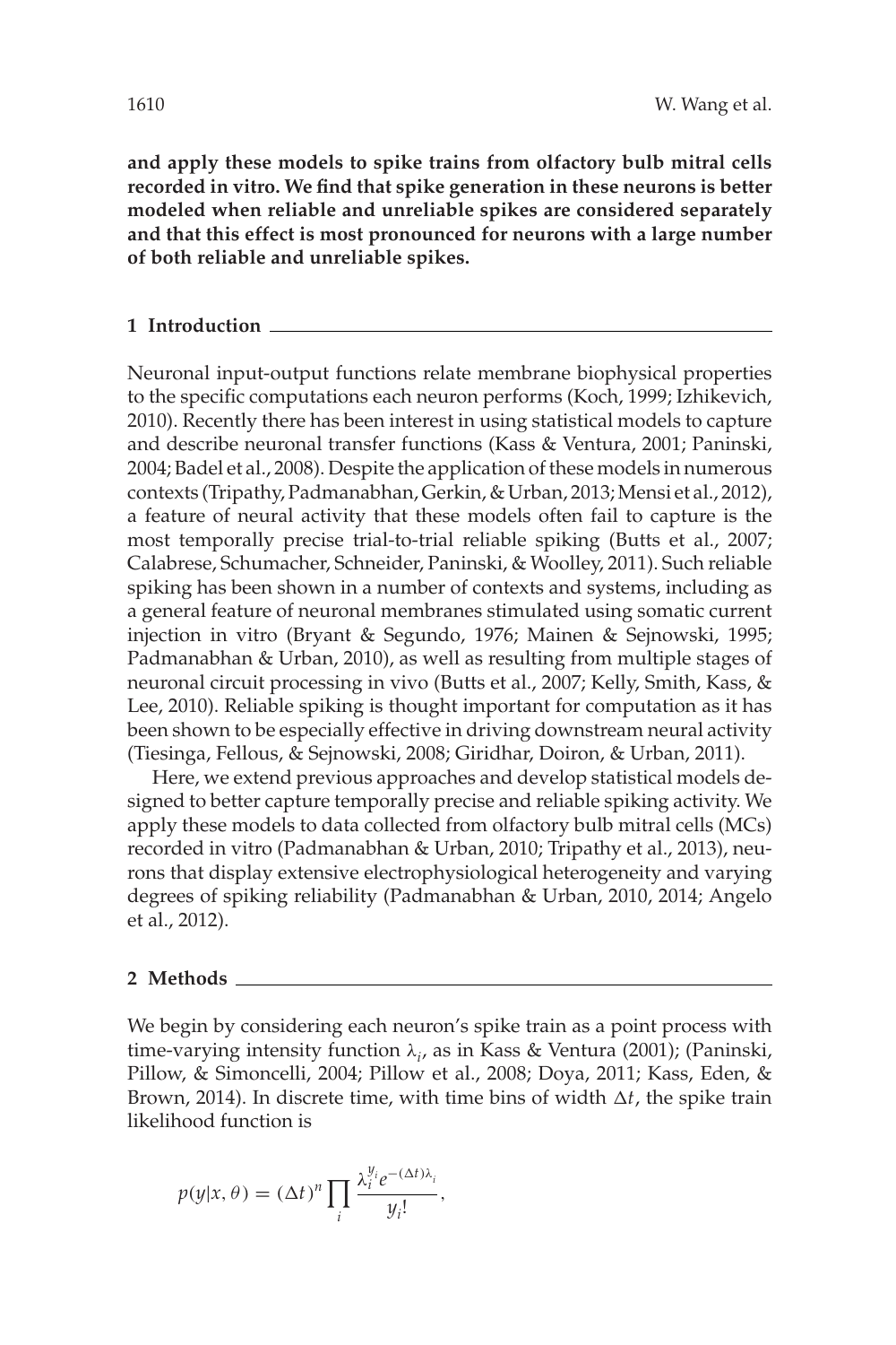**and apply these models to spike trains from olfactory bulb mitral cells recorded in vitro. We find that spike generation in these neurons is better modeled when reliable and unreliable spikes are considered separately and that this effect is most pronounced for neurons with a large number of both reliable and unreliable spikes.**

## 1 Introduction

Neuronal input-output functions relate membrane biophysical properties to the specific computations each neuron performs (Koch, 1999; Izhikevich, 2010). Recently there has been interest in using statistical models to capture and describe neuronal transfer functions (Kass & Ventura, 2001; Paninski, 2004; Badel et al., 2008). Despite the application of these models in numerous contexts (Tripathy, Padmanabhan, Gerkin, & Urban, 2013; Mensi et al., 2012), a feature of neural activity that these models often fail to capture is the most temporally precise trial-to-trial reliable spiking (Butts et al., 2007; Calabrese, Schumacher, Schneider, Paninski, & Woolley, 2011). Such reliable spiking has been shown in a number of contexts and systems, including as a general feature of neuronal membranes stimulated using somatic current injection in vitro (Bryant & Segundo, 1976; Mainen & Sejnowski, 1995; Padmanabhan & Urban, 2010), as well as resulting from multiple stages of neuronal circuit processing in vivo (Butts et al., 2007; Kelly, Smith, Kass, & Lee, 2010). Reliable spiking is thought important for computation as it has been shown to be especially effective in driving downstream neural activity (Tiesinga, Fellous, & Sejnowski, 2008; Giridhar, Doiron, & Urban, 2011).

Here, we extend previous approaches and develop statistical models designed to better capture temporally precise and reliable spiking activity. We apply these models to data collected from olfactory bulb mitral cells (MCs) recorded in vitro (Padmanabhan & Urban, 2010; Tripathy et al., 2013), neurons that display extensive electrophysiological heterogeneity and varying degrees of spiking reliability (Padmanabhan & Urban, 2010, 2014; Angelo et al., 2012).

## 2 Methods

We begin by considering each neuron's spike train as a point process with time-varying intensity function $\lambda_i$, as in Kass & Ventura (2001); (Paninski, Pillow, & Simoncelli, 2004; Pillow et al., 2008; Doya, 2011; Kass, Eden, & Brown, 2014). In discrete time, with time bins of width $\Delta t$, the spike train likelihood function is

$$p(y|x, \theta) = (\Delta t)^n \prod_i \frac{\lambda_i^{y_i} e^{-(\Delta t)\lambda_i}}{y_i!},$$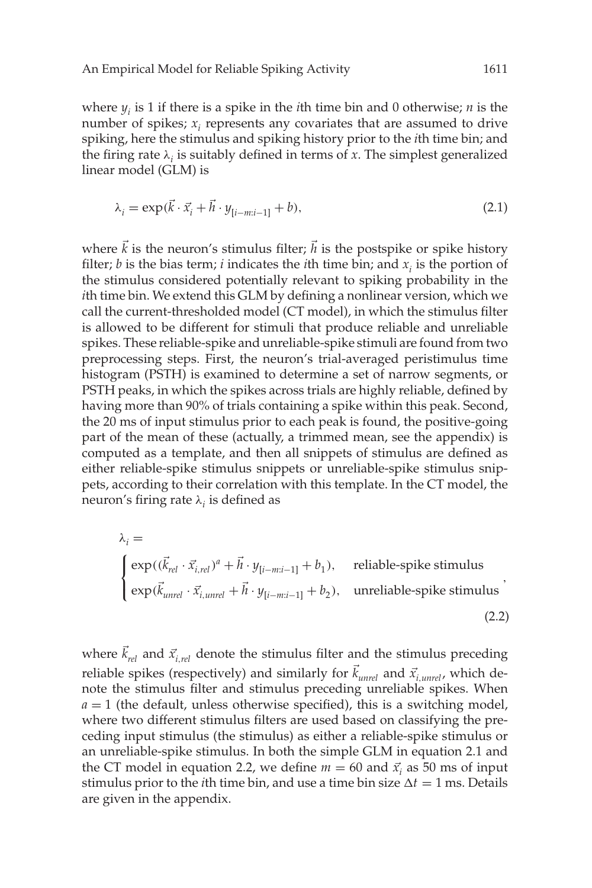where $y_i$ is 1 if there is a spike in the $i$th time bin and 0 otherwise; $n$ is the number of spikes; $x_i$ represents any covariates that are assumed to drive spiking, here the stimulus and spiking history prior to the $i$th time bin; and the firing rate $\lambda_i$ is suitably defined in terms of $x$. The simplest generalized linear model (GLM) is

$$\lambda_i = \exp(\vec{k} \cdot \vec{x}_i + \vec{h} \cdot y_{[i-m:i-1]} + b), \tag{2.1}$$

where $\vec{k}$ is the neuron's stimulus filter; $\vec{h}$ is the postspike or spike history filter; $b$ is the bias term; $i$ indicates the $i$th time bin; and $x_i$ is the portion of the stimulus considered potentially relevant to spiking probability in the $i$th time bin. We extend this GLM by defining a nonlinear version, which we call the current-thresholded model (CT model), in which the stimulus filter is allowed to be different for stimuli that produce reliable and unreliable spikes. These reliable-spike and unreliable-spike stimuli are found from two preprocessing steps. First, the neuron's trial-averaged peristimulus time histogram (PSTH) is examined to determine a set of narrow segments, or PSTH peaks, in which the spikes across trials are highly reliable, defined by having more than 90% of trials containing a spike within this peak. Second, the 20 ms of input stimulus prior to each peak is found, the positive-going part of the mean of these (actually, a trimmed mean, see the appendix) is computed as a template, and then all snippets of stimulus are defined as either reliable-spike stimulus snippets or unreliable-spike stimulus snippets, according to their correlation with this template. In the CT model, the neuron's firing rate $\lambda_i$ is defined as

$$\lambda_i = \begin{cases} \exp((\vec{k}_{rel} \cdot \vec{x}_{i,rel})^a + \vec{h} \cdot y_{[i-m:i-1]} + b_1), & \text{reliable-spike stimulus} \\ \exp(\vec{k}_{unrel} \cdot \vec{x}_{i,unrel} + \vec{h} \cdot y_{[i-m:i-1]} + b_2), & \text{unreliable-spike stimulus} \end{cases}, \tag{2.2}$$

where $\vec{k}_{rel}$ and $\vec{x}_{i,rel}$ denote the stimulus filter and the stimulus preceding reliable spikes (respectively) and similarly for $\vec{k}_{unrel}$ and $\vec{x}_{i,unrel}$, which denote the stimulus filter and stimulus preceding unreliable spikes. When $a = 1$ (the default, unless otherwise specified), this is a switching model, where two different stimulus filters are used based on classifying the preceding input stimulus (the stimulus) as either a reliable-spike stimulus or an unreliable-spike stimulus. In both the simple GLM in equation 2.1 and the CT model in equation 2.2, we define $m = 60$ and $\vec{x}_i$ as 50 ms of input stimulus prior to the $i$th time bin, and use a time bin size $\Delta t = 1$ ms. Details are given in the appendix.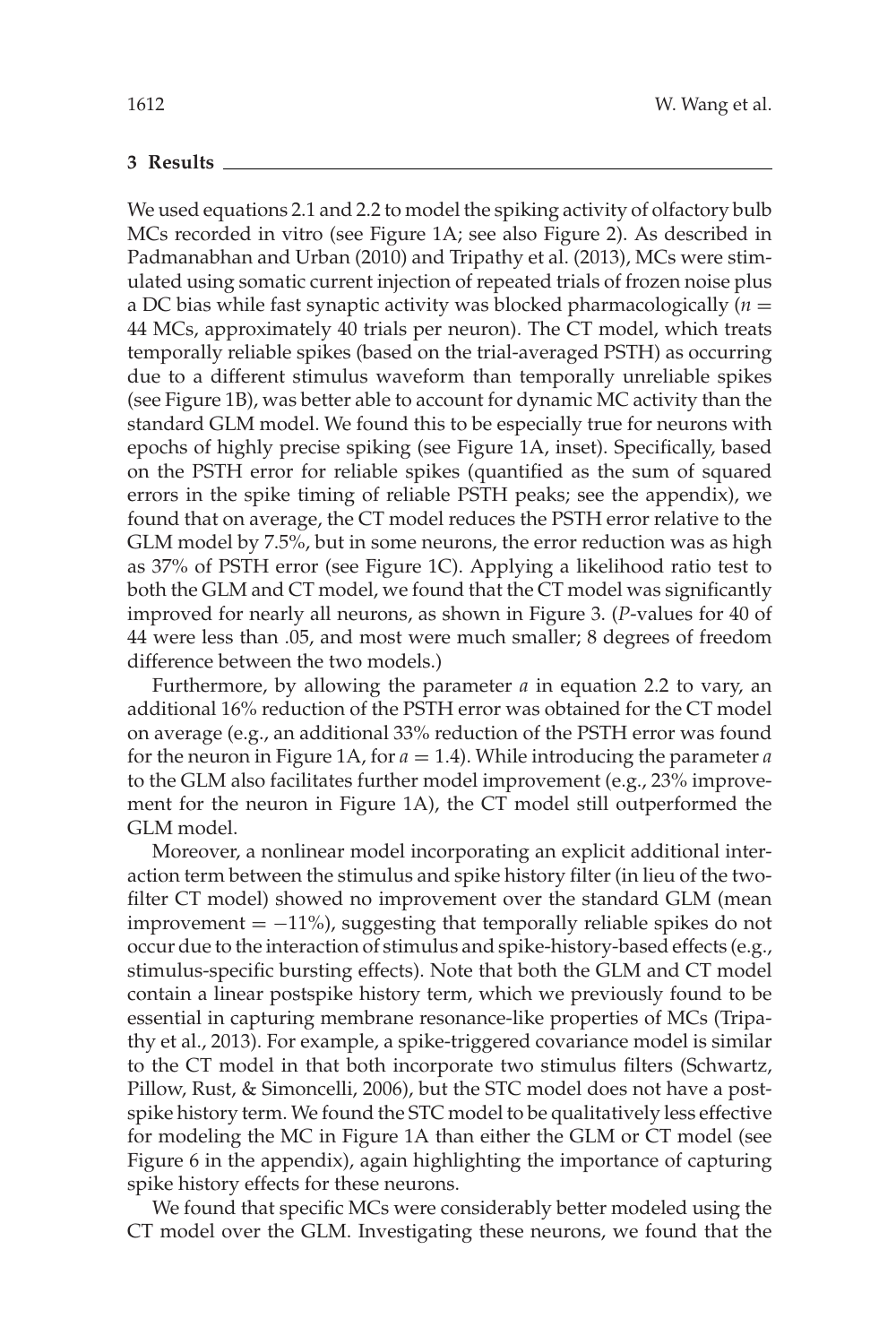## 3 Results

We used equations 2.1 and 2.2 to model the spiking activity of olfactory bulb MCs recorded in vitro (see Figure 1A; see also Figure 2). As described in Padmanabhan and Urban (2010) and Tripathy et al. (2013), MCs were stimulated using somatic current injection of repeated trials of frozen noise plus a DC bias while fast synaptic activity was blocked pharmacologically ($n =$ 44 MCs, approximately 40 trials per neuron). The CT model, which treats temporally reliable spikes (based on the trial-averaged PSTH) as occurring due to a different stimulus waveform than temporally unreliable spikes (see Figure 1B), was better able to account for dynamic MC activity than the standard GLM model. We found this to be especially true for neurons with epochs of highly precise spiking (see Figure 1A, inset). Specifically, based on the PSTH error for reliable spikes (quantified as the sum of squared errors in the spike timing of reliable PSTH peaks; see the appendix), we found that on average, the CT model reduces the PSTH error relative to the GLM model by 7.5%, but in some neurons, the error reduction was as high as 37% of PSTH error (see Figure 1C). Applying a likelihood ratio test to both the GLM and CT model, we found that the CT model was significantly improved for nearly all neurons, as shown in Figure 3. (*P*-values for 40 of 44 were less than .05, and most were much smaller; 8 degrees of freedom difference between the two models.)

Furthermore, by allowing the parameter $a$ in equation 2.2 to vary, an additional 16% reduction of the PSTH error was obtained for the CT model on average (e.g., an additional 33% reduction of the PSTH error was found for the neuron in Figure 1A, for $a = 1.4$). While introducing the parameter $a$ to the GLM also facilitates further model improvement (e.g., 23% improvement for the neuron in Figure 1A), the CT model still outperformed the GLM model.

Moreover, a nonlinear model incorporating an explicit additional interaction term between the stimulus and spike history filter (in lieu of the two-filter CT model) showed no improvement over the standard GLM (mean improvement $= -11\%$), suggesting that temporally reliable spikes do not occur due to the interaction of stimulus and spike-history-based effects (e.g., stimulus-specific bursting effects). Note that both the GLM and CT model contain a linear postspike history term, which we previously found to be essential in capturing membrane resonance-like properties of MCs (Tripathy et al., 2013). For example, a spike-triggered covariance model is similar to the CT model in that both incorporate two stimulus filters (Schwartz, Pillow, Rust, & Simoncelli, 2006), but the STC model does not have a postspike history term. We found the STC model to be qualitatively less effective for modeling the MC in Figure 1A than either the GLM or CT model (see Figure 6 in the appendix), again highlighting the importance of capturing spike history effects for these neurons.

We found that specific MCs were considerably better modeled using the CT model over the GLM. Investigating these neurons, we found that the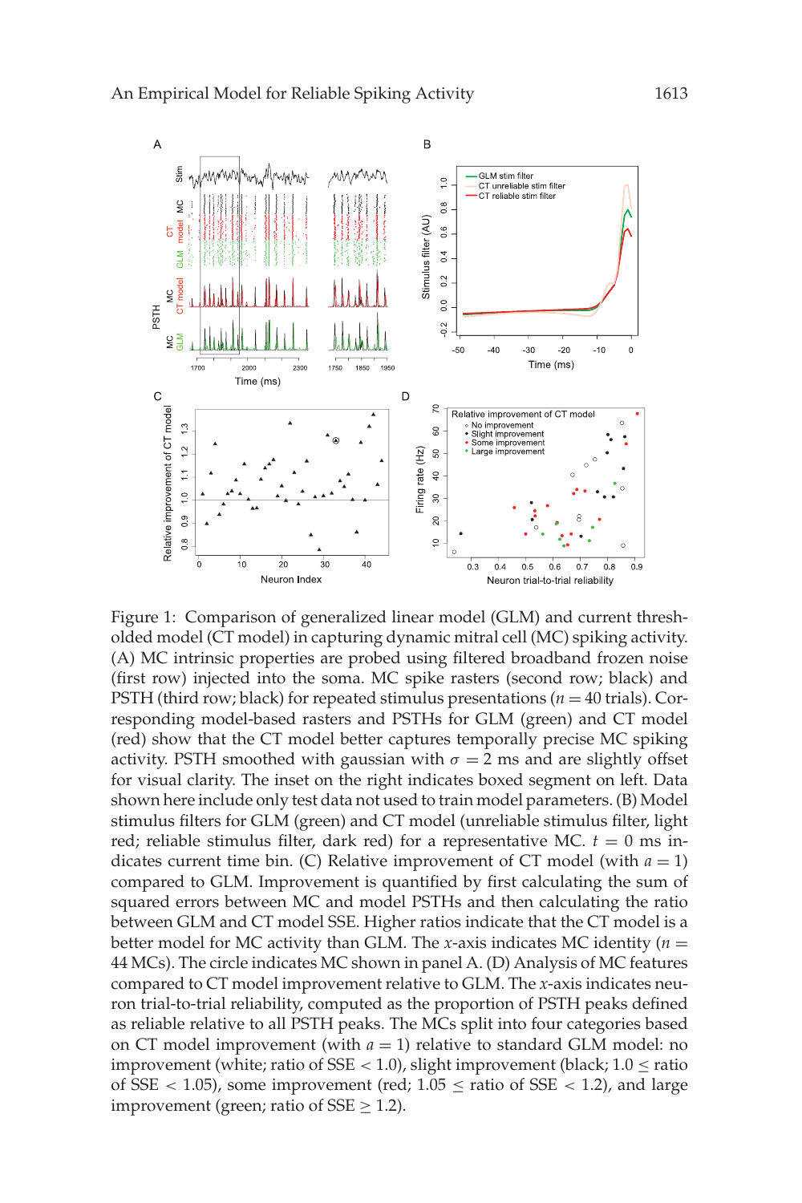Figure 1: Comparison of generalized linear model (GLM) and current thresholded model (CT model) in capturing dynamic mitral cell (MC) spiking activity. (A) MC intrinsic properties are probed using filtered broadband frozen noise (first row) injected into the soma. MC spike rasters (second row; black) and PSTH (third row; black) for repeated stimulus presentations ($n = 40$ trials). Corresponding model-based rasters and PSTHs for GLM (green) and CT model (red) show that the CT model better captures temporally precise MC spiking activity. PSTH smoothed with gaussian with $\sigma = 2$ ms and are slightly offset for visual clarity. The inset on the right indicates boxed segment on left. Data shown here include only test data not used to train model parameters. (B) Model stimulus filters for GLM (green) and CT model (unreliable stimulus filter, light red; reliable stimulus filter, dark red) for a representative MC. $t = 0$ ms indicates current time bin. (C) Relative improvement of CT model (with $a = 1$) compared to GLM. Improvement is quantified by first calculating the sum of squared errors between MC and model PSTHs and then calculating the ratio between GLM and CT model SSE. Higher ratios indicate that the CT model is a better model for MC activity than GLM. The $x$-axis indicates MC identity ($n = 44$ MCs). The circle indicates MC shown in panel A. (D) Analysis of MC features compared to CT model improvement relative to GLM. The $x$-axis indicates neuron trial-to-trial reliability, computed as the proportion of PSTH peaks defined as reliable relative to all PSTH peaks. The MCs split into four categories based on CT model improvement (with $a = 1$) relative to standard GLM model: no improvement (white; ratio of SSE $< 1.0$), slight improvement (black; $1.0 \leq$ ratio of SSE $< 1.05$), some improvement (red; $1.05 \leq$ ratio of SSE $< 1.2$), and large improvement (green; ratio of SSE $\geq 1.2$).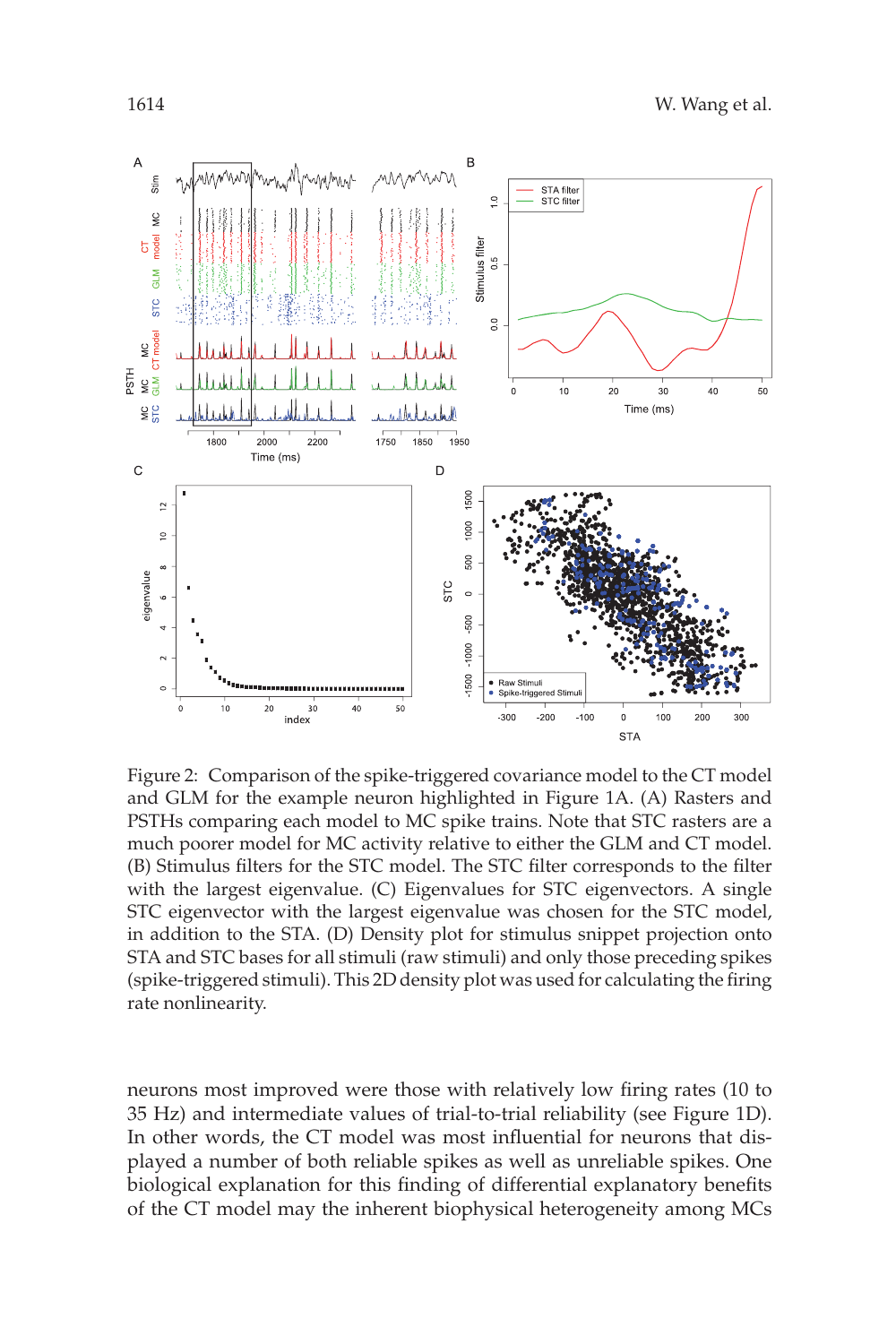Figure 2: Comparison of the spike-triggered covariance model to the CT model and GLM for the example neuron highlighted in Figure 1A. (A) Rasters and PSTHs comparing each model to MC spike trains. Note that STC rasters are a much poorer model for MC activity relative to either the GLM and CT model. (B) Stimulus filters for the STC model. The STC filter corresponds to the filter with the largest eigenvalue. (C) Eigenvalues for STC eigenvectors. A single STC eigenvector with the largest eigenvalue was chosen for the STC model, in addition to the STA. (D) Density plot for stimulus snippet projection onto STA and STC bases for all stimuli (raw stimuli) and only those preceding spikes (spike-triggered stimuli). This 2D density plot was used for calculating the firing rate nonlinearity.

neurons most improved were those with relatively low firing rates (10 to 35 Hz) and intermediate values of trial-to-trial reliability (see Figure 1D). In other words, the CT model was most influential for neurons that displayed a number of both reliable spikes as well as unreliable spikes. One biological explanation for this finding of differential explanatory benefits of the CT model may the inherent biophysical heterogeneity among MCs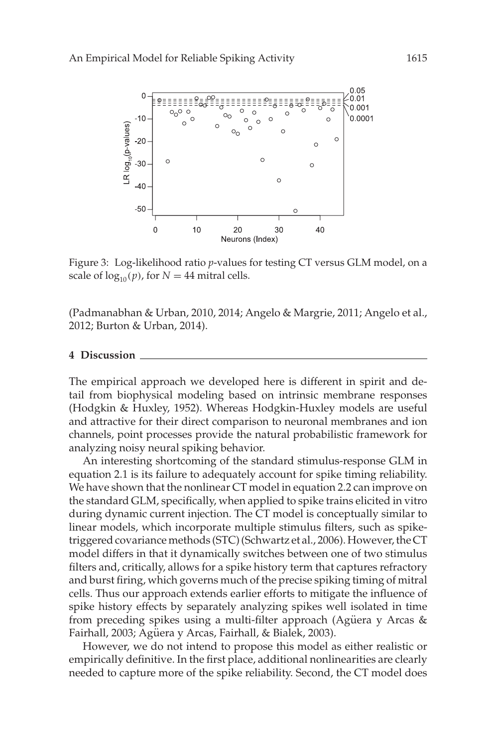Figure 3: Log-likelihood ratio $p$-values for testing CT versus GLM model, on a scale of $\log_{10}(p)$, for $N = 44$ mitral cells.

(Padmanabhan & Urban, 2010, 2014; Angelo & Margrie, 2011; Angelo et al., 2012; Burton & Urban, 2014).

## 4 Discussion

The empirical approach we developed here is different in spirit and detail from biophysical modeling based on intrinsic membrane responses (Hodgkin & Huxley, 1952). Whereas Hodgkin-Huxley models are useful and attractive for their direct comparison to neuronal membranes and ion channels, point processes provide the natural probabilistic framework for analyzing noisy neural spiking behavior.

An interesting shortcoming of the standard stimulus-response GLM in equation 2.1 is its failure to adequately account for spike timing reliability. We have shown that the nonlinear CT model in equation 2.2 can improve on the standard GLM, specifically, when applied to spike trains elicited in vitro during dynamic current injection. The CT model is conceptually similar to linear models, which incorporate multiple stimulus filters, such as spike-triggered covariance methods (STC) (Schwartz et al., 2006). However, the CT model differs in that it dynamically switches between one of two stimulus filters and, critically, allows for a spike history term that captures refractory and burst firing, which governs much of the precise spiking timing of mitral cells. Thus our approach extends earlier efforts to mitigate the influence of spike history effects by separately analyzing spikes well isolated in time from preceding spikes using a multi-filter approach (Agüera y Arcas & Fairhall, 2003; Agüera y Arcas, Fairhall, & Bialek, 2003).

However, we do not intend to propose this model as either realistic or empirically definitive. In the first place, additional nonlinearities are clearly needed to capture more of the spike reliability. Second, the CT model does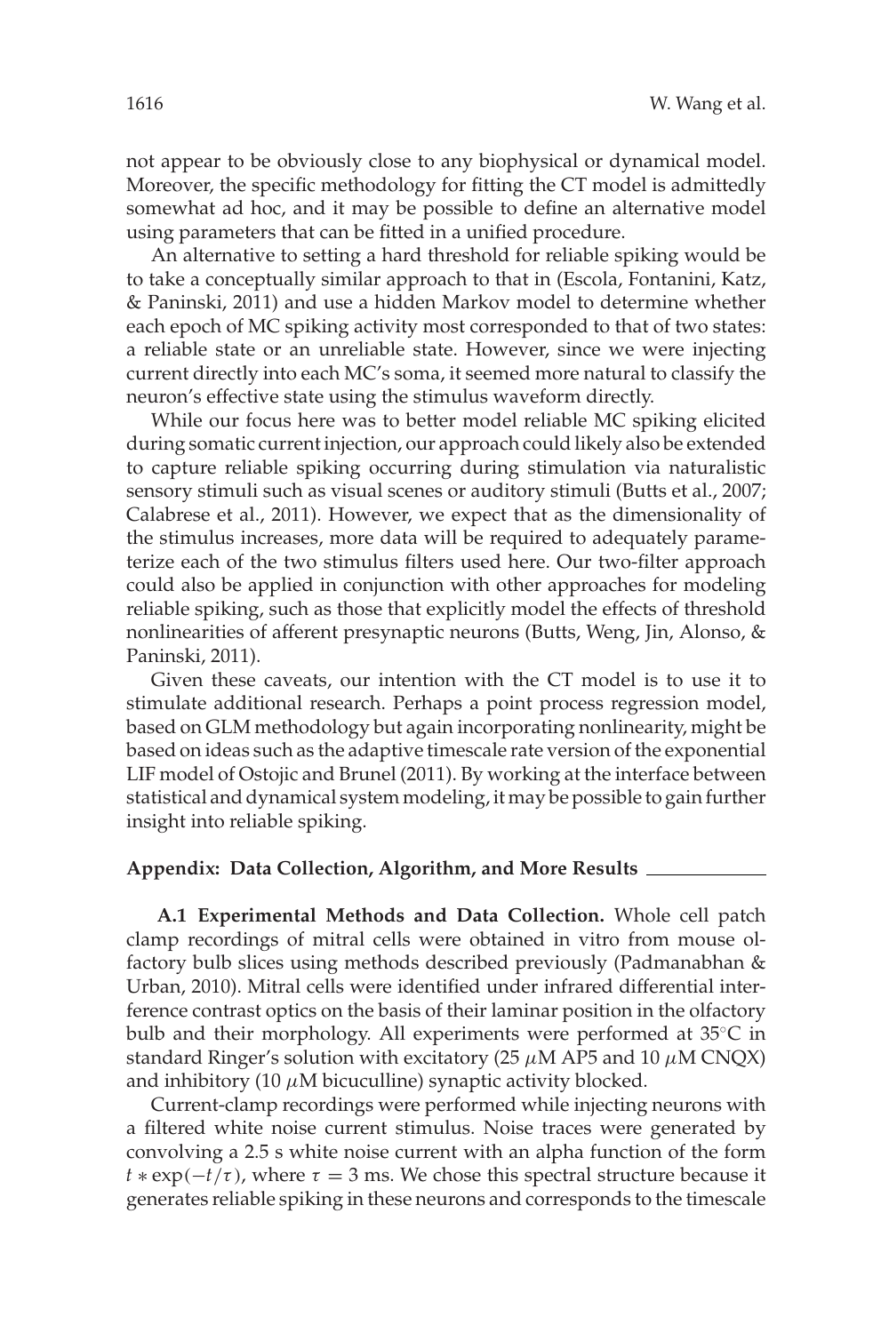not appear to be obviously close to any biophysical or dynamical model. Moreover, the specific methodology for fitting the CT model is admittedly somewhat ad hoc, and it may be possible to define an alternative model using parameters that can be fitted in a unified procedure.

An alternative to setting a hard threshold for reliable spiking would be to take a conceptually similar approach to that in (Escola, Fontanini, Katz, & Paninski, 2011) and use a hidden Markov model to determine whether each epoch of MC spiking activity most corresponded to that of two states: a reliable state or an unreliable state. However, since we were injecting current directly into each MC's soma, it seemed more natural to classify the neuron's effective state using the stimulus waveform directly.

While our focus here was to better model reliable MC spiking elicited during somatic current injection, our approach could likely also be extended to capture reliable spiking occurring during stimulation via naturalistic sensory stimuli such as visual scenes or auditory stimuli (Butts et al., 2007; Calabrese et al., 2011). However, we expect that as the dimensionality of the stimulus increases, more data will be required to adequately parameterize each of the two stimulus filters used here. Our two-filter approach could also be applied in conjunction with other approaches for modeling reliable spiking, such as those that explicitly model the effects of threshold nonlinearities of afferent presynaptic neurons (Butts, Weng, Jin, Alonso, & Paninski, 2011).

Given these caveats, our intention with the CT model is to use it to stimulate additional research. Perhaps a point process regression model, based on GLM methodology but again incorporating nonlinearity, might be based on ideas such as the adaptive timescale rate version of the exponential LIF model of Ostojic and Brunel (2011). By working at the interface between statistical and dynamical system modeling, it may be possible to gain further insight into reliable spiking.

## Appendix: Data Collection, Algorithm, and More Results

**A.1 Experimental Methods and Data Collection.** Whole cell patch clamp recordings of mitral cells were obtained in vitro from mouse olfactory bulb slices using methods described previously (Padmanabhan & Urban, 2010). Mitral cells were identified under infrared differential interference contrast optics on the basis of their laminar position in the olfactory bulb and their morphology. All experiments were performed at 35°C in standard Ringer's solution with excitatory (25 $\mu$M AP5 and 10 $\mu$M CNQX) and inhibitory (10 $\mu$M bicuculline) synaptic activity blocked.

Current-clamp recordings were performed while injecting neurons with a filtered white noise current stimulus. Noise traces were generated by convolving a 2.5 s white noise current with an alpha function of the form $t * \exp(-t/\tau)$, where $\tau = 3$ ms. We chose this spectral structure because it generates reliable spiking in these neurons and corresponds to the timescale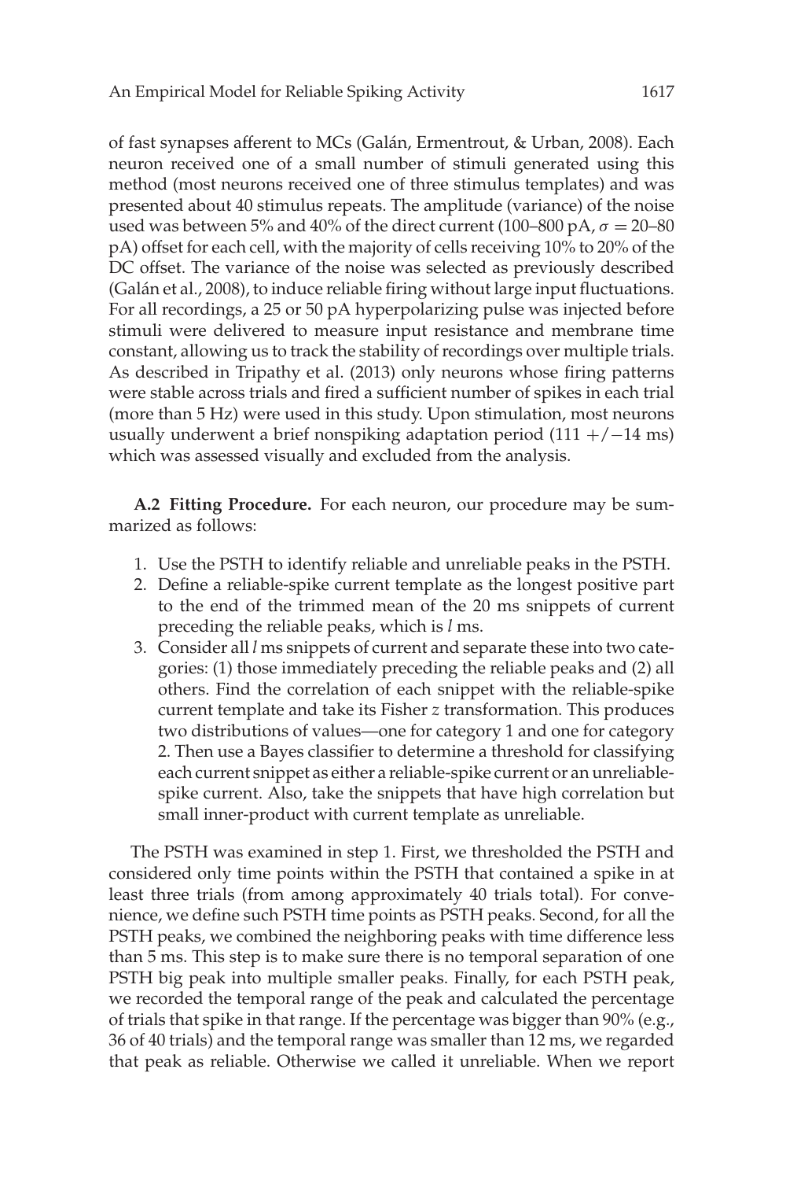of fast synapses afferent to MCs (Galán, Ermentrout, & Urban, 2008). Each neuron received one of a small number of stimuli generated using this method (most neurons received one of three stimulus templates) and was presented about 40 stimulus repeats. The amplitude (variance) of the noise used was between 5% and 40% of the direct current (100–800 pA, $\sigma = 20$–80 pA) offset for each cell, with the majority of cells receiving 10% to 20% of the DC offset. The variance of the noise was selected as previously described (Galán et al., 2008), to induce reliable firing without large input fluctuations. For all recordings, a 25 or 50 pA hyperpolarizing pulse was injected before stimuli were delivered to measure input resistance and membrane time constant, allowing us to track the stability of recordings over multiple trials. As described in Tripathy et al. (2013) only neurons whose firing patterns were stable across trials and fired a sufficient number of spikes in each trial (more than 5 Hz) were used in this study. Upon stimulation, most neurons usually underwent a brief nonspiking adaptation period (111 +/−14 ms) which was assessed visually and excluded from the analysis.

**A.2 Fitting Procedure.** For each neuron, our procedure may be summarized as follows:

1. Use the PSTH to identify reliable and unreliable peaks in the PSTH.
2. Define a reliable-spike current template as the longest positive part to the end of the trimmed mean of the 20 ms snippets of current preceding the reliable peaks, which is $l$ ms.
3. Consider all $l$ ms snippets of current and separate these into two categories: (1) those immediately preceding the reliable peaks and (2) all others. Find the correlation of each snippet with the reliable-spike current template and take its Fisher $z$ transformation. This produces two distributions of values—one for category 1 and one for category 2. Then use a Bayes classifier to determine a threshold for classifying each current snippet as either a reliable-spike current or an unreliable-spike current. Also, take the snippets that have high correlation but small inner-product with current template as unreliable.

The PSTH was examined in step 1. First, we thresholded the PSTH and considered only time points within the PSTH that contained a spike in at least three trials (from among approximately 40 trials total). For convenience, we define such PSTH time points as PSTH peaks. Second, for all the PSTH peaks, we combined the neighboring peaks with time difference less than 5 ms. This step is to make sure there is no temporal separation of one PSTH big peak into multiple smaller peaks. Finally, for each PSTH peak, we recorded the temporal range of the peak and calculated the percentage of trials that spike in that range. If the percentage was bigger than 90% (e.g., 36 of 40 trials) and the temporal range was smaller than 12 ms, we regarded that peak as reliable. Otherwise we called it unreliable. When we report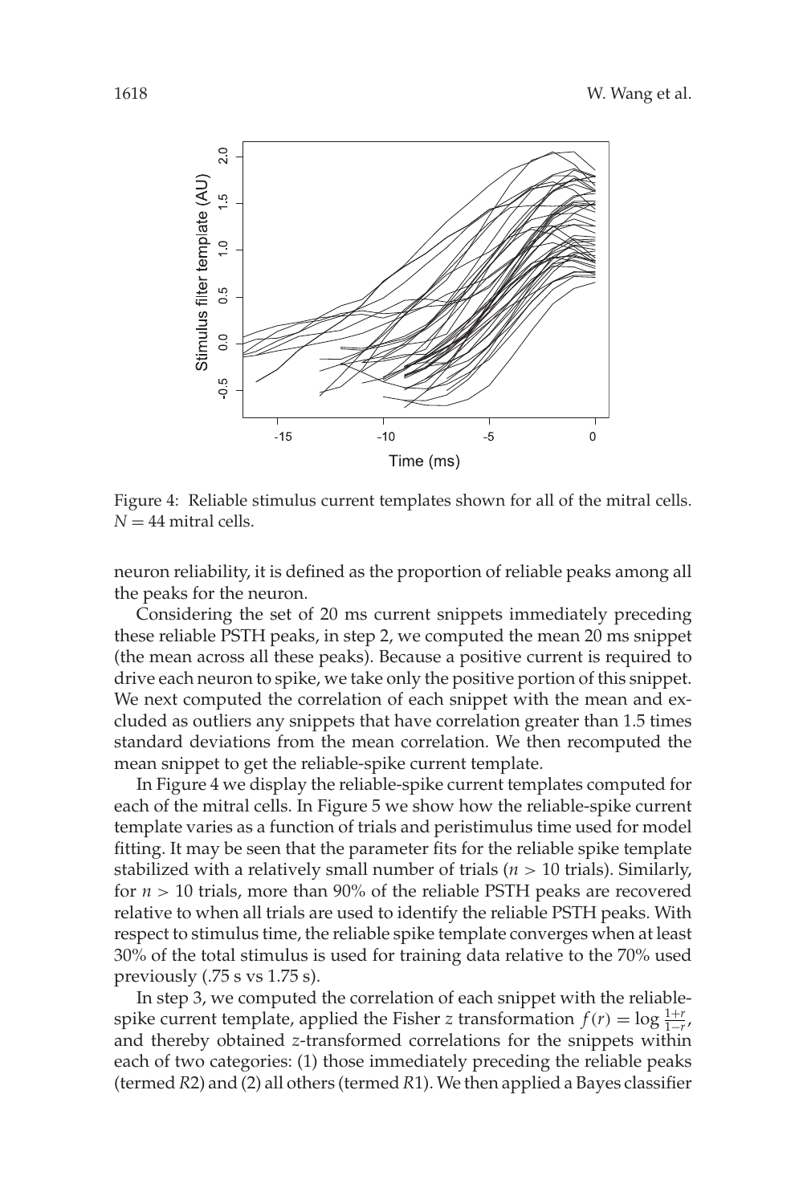Figure 4: Reliable stimulus current templates shown for all of the mitral cells. $N = 44$ mitral cells.

neuron reliability, it is defined as the proportion of reliable peaks among all the peaks for the neuron.

Considering the set of 20 ms current snippets immediately preceding these reliable PSTH peaks, in step 2, we computed the mean 20 ms snippet (the mean across all these peaks). Because a positive current is required to drive each neuron to spike, we take only the positive portion of this snippet. We next computed the correlation of each snippet with the mean and excluded as outliers any snippets that have correlation greater than 1.5 times standard deviations from the mean correlation. We then recomputed the mean snippet to get the reliable-spike current template.

In Figure 4 we display the reliable-spike current templates computed for each of the mitral cells. In Figure 5 we show how the reliable-spike current template varies as a function of trials and peristimulus time used for model fitting. It may be seen that the parameter fits for the reliable spike template stabilized with a relatively small number of trials ($n > 10$ trials). Similarly, for $n > 10$ trials, more than 90% of the reliable PSTH peaks are recovered relative to when all trials are used to identify the reliable PSTH peaks. With respect to stimulus time, the reliable spike template converges when at least 30% of the total stimulus is used for training data relative to the 70% used previously (.75 s vs 1.75 s).

In step 3, we computed the correlation of each snippet with the reliable-spike current template, applied the Fisher $z$ transformation $f(r) = \log \frac{1+r}{1-r}$, and thereby obtained $z$-transformed correlations for the snippets within each of two categories: (1) those immediately preceding the reliable peaks (termed $R2$) and (2) all others (termed $R1$). We then applied a Bayes classifier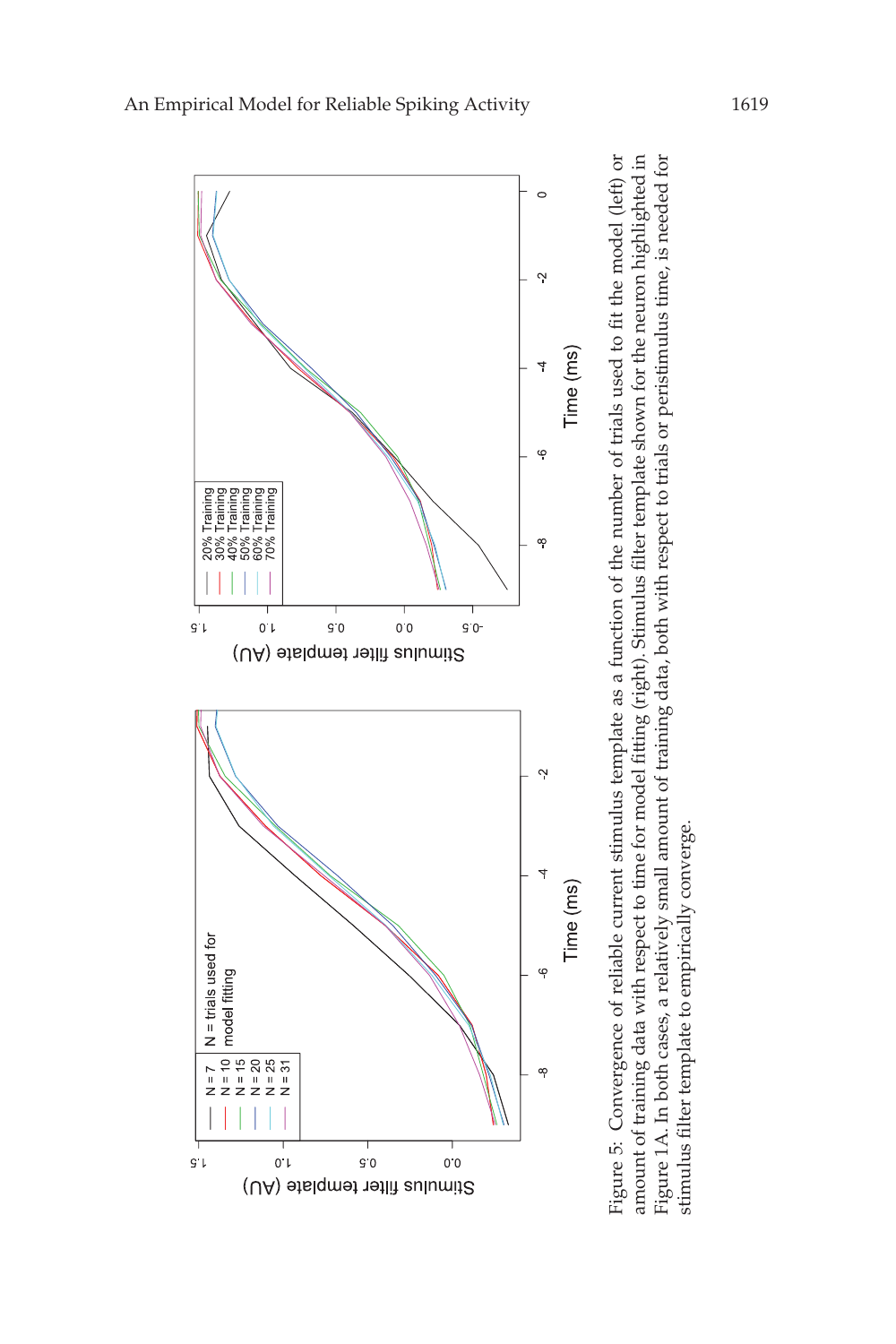Figure 5: Convergence of reliable current stimulus template as a function of the number of trials used to fit the model (left) or amount of training data with respect to time for model fitting (right). Stimulus filter template shown for the neuron highlighted in Figure 1A. In both cases, a relatively small amount of training data, both with respect to trials or peristimulus time, is needed for stimulus filter template to empirically converge.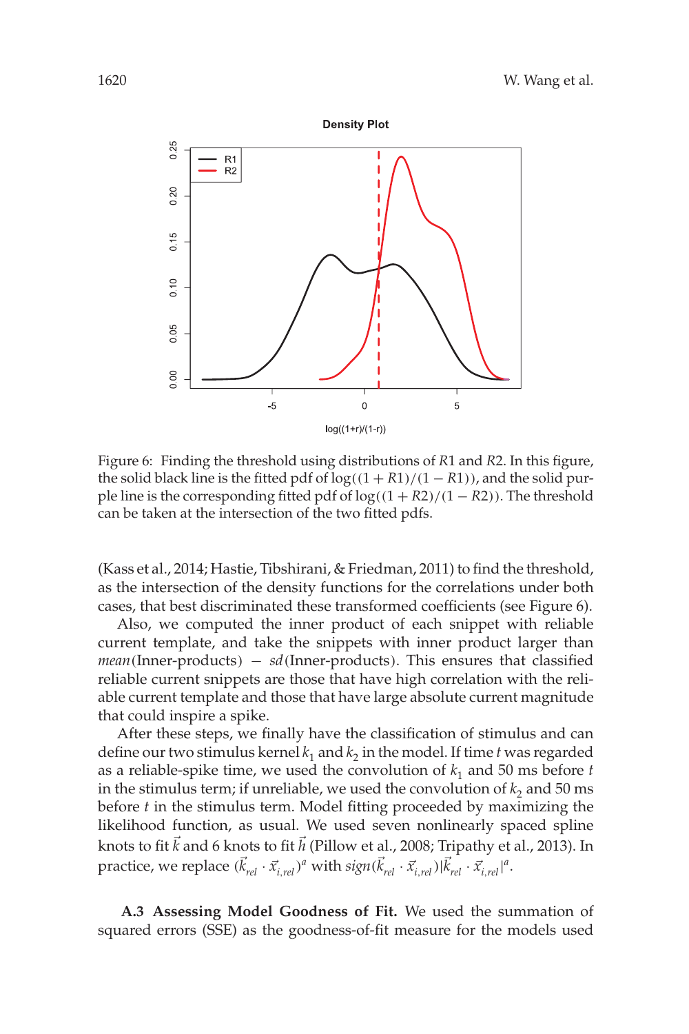Figure 6: Finding the threshold using distributions of $R1$ and $R2$. In this figure, the solid black line is the fitted pdf of $\log((1+R1)/(1-R1))$, and the solid purple line is the corresponding fitted pdf of $\log((1+R2)/(1-R2))$. The threshold can be taken at the intersection of the two fitted pdfs.

(Kass et al., 2014; Hastie, Tibshirani, & Friedman, 2011) to find the threshold, as the intersection of the density functions for the correlations under both cases, that best discriminated these transformed coefficients (see Figure 6).

Also, we computed the inner product of each snippet with reliable current template, and take the snippets with inner product larger than *mean*(Inner-products) − *sd*(Inner-products). This ensures that classified reliable current snippets are those that have high correlation with the reliable current template and those that have large absolute current magnitude that could inspire a spike.

After these steps, we finally have the classification of stimulus and can define our two stimulus kernel $k_1$ and $k_2$ in the model. If time $t$ was regarded as a reliable-spike time, we used the convolution of $k_1$ and 50 ms before $t$ in the stimulus term; if unreliable, we used the convolution of $k_2$ and 50 ms before $t$ in the stimulus term. Model fitting proceeded by maximizing the likelihood function, as usual. We used seven nonlinearly spaced spline knots to fit $\vec{k}$ and 6 knots to fit $\vec{h}$ (Pillow et al., 2008; Tripathy et al., 2013). In practice, we replace $(\vec{k}_{rel} \cdot \vec{x}_{i,rel})^a$ with $sign(\vec{k}_{rel} \cdot \vec{x}_{i,rel})|\vec{k}_{rel} \cdot \vec{x}_{i,rel}|^a$.

**A.3 Assessing Model Goodness of Fit.** We used the summation of squared errors (SSE) as the goodness-of-fit measure for the models used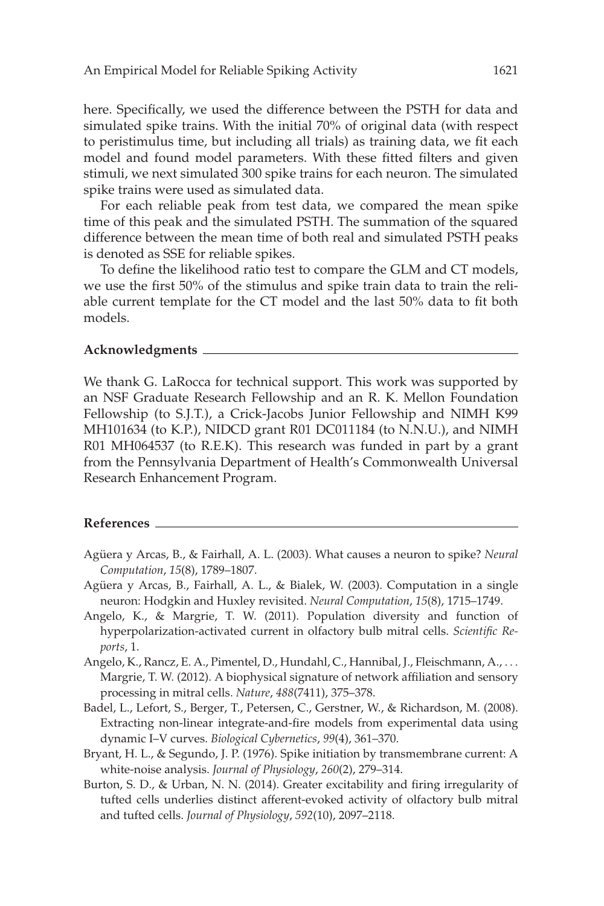here. Specifically, we used the difference between the PSTH for data and simulated spike trains. With the initial 70% of original data (with respect to peristimulus time, but including all trials) as training data, we fit each model and found model parameters. With these fitted filters and given stimuli, we next simulated 300 spike trains for each neuron. The simulated spike trains were used as simulated data.

For each reliable peak from test data, we compared the mean spike time of this peak and the simulated PSTH. The summation of the squared difference between the mean time of both real and simulated PSTH peaks is denoted as SSE for reliable spikes.

To define the likelihood ratio test to compare the GLM and CT models, we use the first 50% of the stimulus and spike train data to train the reliable current template for the CT model and the last 50% data to fit both models.

## Acknowledgments

We thank G. LaRocca for technical support. This work was supported by an NSF Graduate Research Fellowship and an R. K. Mellon Foundation Fellowship (to S.J.T.), a Crick-Jacobs Junior Fellowship and NIMH K99 MH101634 (to K.P.), NIDCD grant R01 DC011184 (to N.N.U.), and NIMH R01 MH064537 (to R.E.K). This research was funded in part by a grant from the Pennsylvania Department of Health's Commonwealth Universal Research Enhancement Program.

## References

Agüera y Arcas, B., & Fairhall, A. L. (2003). What causes a neuron to spike? *Neural Computation*, *15*(8), 1789–1807.

Agüera y Arcas, B., Fairhall, A. L., & Bialek, W. (2003). Computation in a single neuron: Hodgkin and Huxley revisited. *Neural Computation*, *15*(8), 1715–1749.

Angelo, K., & Margrie, T. W. (2011). Population diversity and function of hyperpolarization-activated current in olfactory bulb mitral cells. *Scientific Reports*, 1.

Angelo, K., Rancz, E. A., Pimentel, D., Hundahl, C., Hannibal, J., Fleischmann, A., ... Margrie, T. W. (2012). A biophysical signature of network affiliation and sensory processing in mitral cells. *Nature*, *488*(7411), 375–378.

Badel, L., Lefort, S., Berger, T., Petersen, C., Gerstner, W., & Richardson, M. (2008). Extracting non-linear integrate-and-fire models from experimental data using dynamic I–V curves. *Biological Cybernetics*, *99*(4), 361–370.

Bryant, H. L., & Segundo, J. P. (1976). Spike initiation by transmembrane current: A white-noise analysis. *Journal of Physiology*, *260*(2), 279–314.

Burton, S. D., & Urban, N. N. (2014). Greater excitability and firing irregularity of tufted cells underlies distinct afferent-evoked activity of olfactory bulb mitral and tufted cells. *Journal of Physiology*, *592*(10), 2097–2118.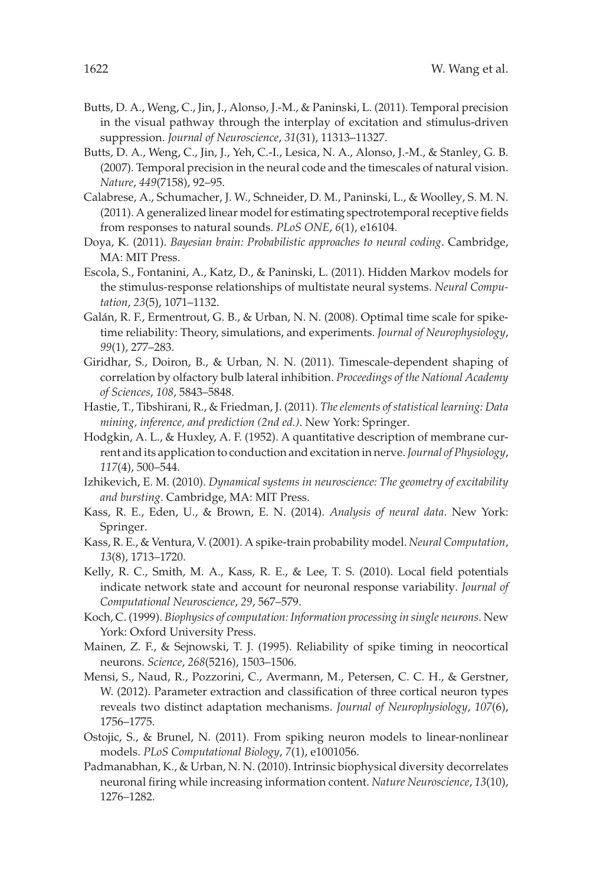Butts, D. A., Weng, C., Jin, J., Alonso, J.-M., & Paninski, L. (2011). Temporal precision in the visual pathway through the interplay of excitation and stimulus-driven suppression. *Journal of Neuroscience*, *31*(31), 11313–11327.

Butts, D. A., Weng, C., Jin, J., Yeh, C.-I., Lesica, N. A., Alonso, J.-M., & Stanley, G. B. (2007). Temporal precision in the neural code and the timescales of natural vision. *Nature*, *449*(7158), 92–95.

Calabrese, A., Schumacher, J. W., Schneider, D. M., Paninski, L., & Woolley, S. M. N. (2011). A generalized linear model for estimating spectrotemporal receptive fields from responses to natural sounds. *PLoS ONE*, *6*(1), e16104.

Doya, K. (2011). *Bayesian brain: Probabilistic approaches to neural coding*. Cambridge, MA: MIT Press.

Escola, S., Fontanini, A., Katz, D., & Paninski, L. (2011). Hidden Markov models for the stimulus-response relationships of multistate neural systems. *Neural Computation*, *23*(5), 1071–1132.

Galán, R. F., Ermentrout, G. B., & Urban, N. N. (2008). Optimal time scale for spike-time reliability: Theory, simulations, and experiments. *Journal of Neurophysiology*, *99*(1), 277–283.

Giridhar, S., Doiron, B., & Urban, N. N. (2011). Timescale-dependent shaping of correlation by olfactory bulb lateral inhibition. *Proceedings of the National Academy of Sciences*, *108*, 5843–5848.

Hastie, T., Tibshirani, R., & Friedman, J. (2011). *The elements of statistical learning: Data mining, inference, and prediction (2nd ed.)*. New York: Springer.

Hodgkin, A. L., & Huxley, A. F. (1952). A quantitative description of membrane current and its application to conduction and excitation in nerve. *Journal of Physiology*, *117*(4), 500–544.

Izhikevich, E. M. (2010). *Dynamical systems in neuroscience: The geometry of excitability and bursting*. Cambridge, MA: MIT Press.

Kass, R. E., Eden, U., & Brown, E. N. (2014). *Analysis of neural data*. New York: Springer.

Kass, R. E., & Ventura, V. (2001). A spike-train probability model. *Neural Computation*, *13*(8), 1713–1720.

Kelly, R. C., Smith, M. A., Kass, R. E., & Lee, T. S. (2010). Local field potentials indicate network state and account for neuronal response variability. *Journal of Computational Neuroscience*, *29*, 567–579.

Koch, C. (1999). *Biophysics of computation: Information processing in single neurons*. New York: Oxford University Press.

Mainen, Z. F., & Sejnowski, T. J. (1995). Reliability of spike timing in neocortical neurons. *Science*, *268*(5216), 1503–1506.

Mensi, S., Naud, R., Pozzorini, C., Avermann, M., Petersen, C. C. H., & Gerstner, W. (2012). Parameter extraction and classification of three cortical neuron types reveals two distinct adaptation mechanisms. *Journal of Neurophysiology*, *107*(6), 1756–1775.

Ostojic, S., & Brunel, N. (2011). From spiking neuron models to linear-nonlinear models. *PLoS Computational Biology*, *7*(1), e1001056.

Padmanabhan, K., & Urban, N. N. (2010). Intrinsic biophysical diversity decorrelates neuronal firing while increasing information content. *Nature Neuroscience*, *13*(10), 1276–1282.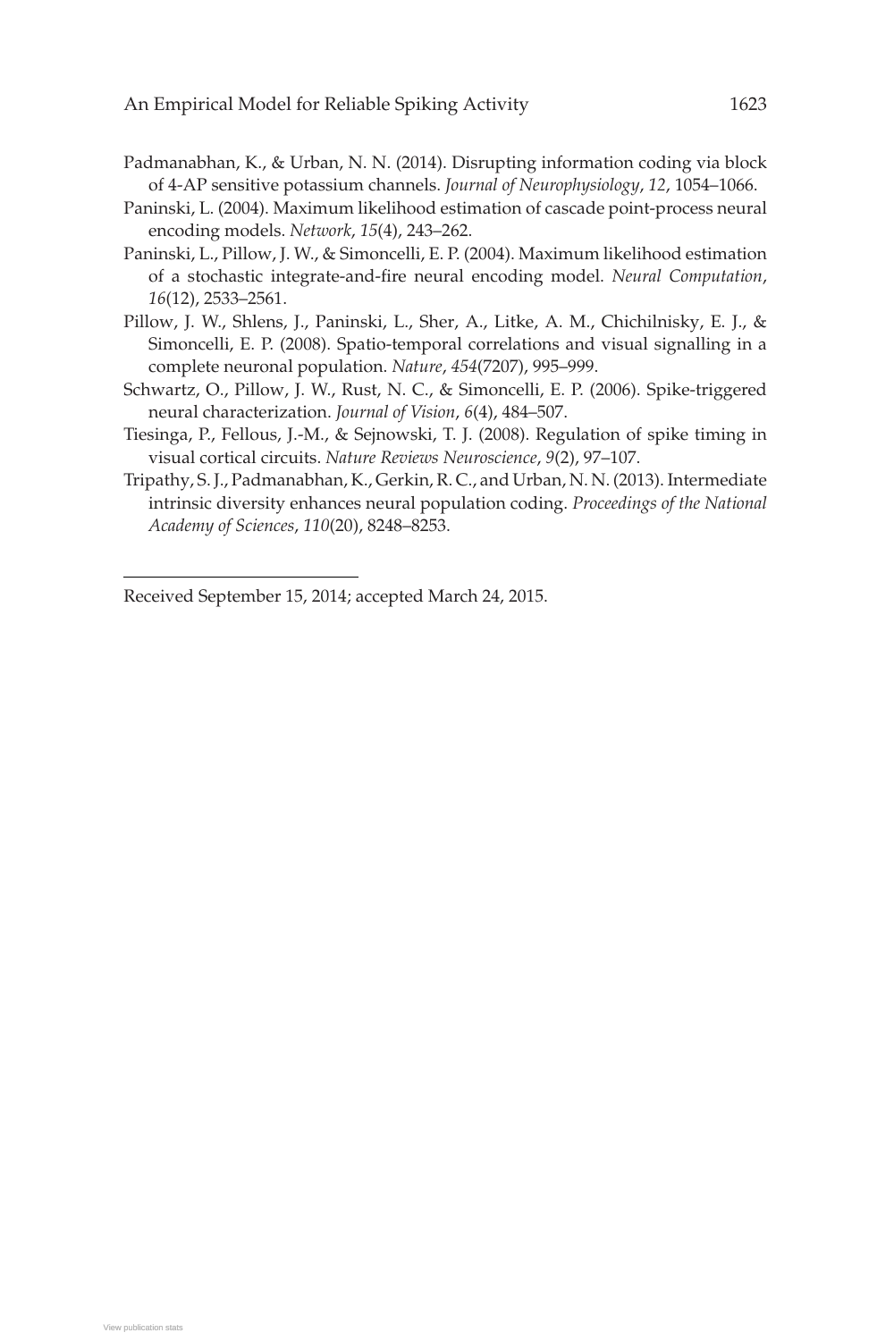Padmanabhan, K., & Urban, N. N. (2014). Disrupting information coding via block of 4-AP sensitive potassium channels. *Journal of Neurophysiology*, *12*, 1054–1066.

Paninski, L. (2004). Maximum likelihood estimation of cascade point-process neural encoding models. *Network*, *15*(4), 243–262.

Paninski, L., Pillow, J. W., & Simoncelli, E. P. (2004). Maximum likelihood estimation of a stochastic integrate-and-fire neural encoding model. *Neural Computation*, *16*(12), 2533–2561.

Pillow, J. W., Shlens, J., Paninski, L., Sher, A., Litke, A. M., Chichilnisky, E. J., & Simoncelli, E. P. (2008). Spatio-temporal correlations and visual signalling in a complete neuronal population. *Nature*, *454*(7207), 995–999.

Schwartz, O., Pillow, J. W., Rust, N. C., & Simoncelli, E. P. (2006). Spike-triggered neural characterization. *Journal of Vision*, *6*(4), 484–507.

Tiesinga, P., Fellous, J.-M., & Sejnowski, T. J. (2008). Regulation of spike timing in visual cortical circuits. *Nature Reviews Neuroscience*, *9*(2), 97–107.

Tripathy, S. J., Padmanabhan, K., Gerkin, R. C., and Urban, N. N. (2013). Intermediate intrinsic diversity enhances neural population coding. *Proceedings of the National Academy of Sciences*, *110*(20), 8248–8253.

---

Received September 15, 2014; accepted March 24, 2015.